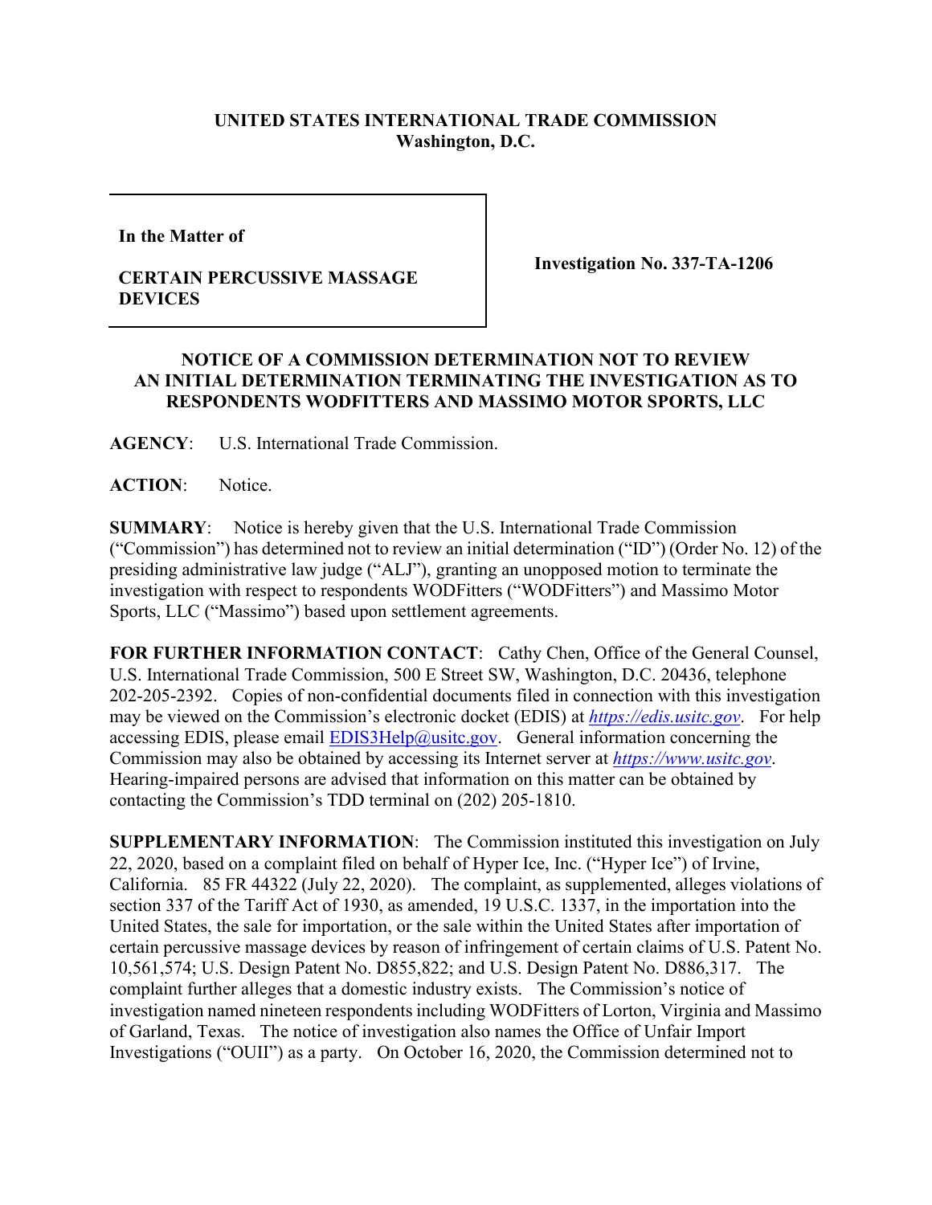**UNITED STATES INTERNATIONAL TRADE COMMISSION**
**Washington, D.C.**

| In the Matter of<br><br>**CERTAIN PERCUSSIVE MASSAGE DEVICES** | **Investigation No. 337-TA-1206** |
|---|---|

**NOTICE OF A COMMISSION DETERMINATION NOT TO REVIEW AN INITIAL DETERMINATION TERMINATING THE INVESTIGATION AS TO RESPONDENTS WODFITTERS AND MASSIMO MOTOR SPORTS, LLC**

**AGENCY**: U.S. International Trade Commission.

**ACTION**: Notice.

**SUMMARY**: Notice is hereby given that the U.S. International Trade Commission ("Commission") has determined not to review an initial determination ("ID") (Order No. 12) of the presiding administrative law judge ("ALJ"), granting an unopposed motion to terminate the investigation with respect to respondents WODFitters ("WODFitters") and Massimo Motor Sports, LLC ("Massimo") based upon settlement agreements.

**FOR FURTHER INFORMATION CONTACT**: Cathy Chen, Office of the General Counsel, U.S. International Trade Commission, 500 E Street SW, Washington, D.C. 20436, telephone 202-205-2392. Copies of non-confidential documents filed in connection with this investigation may be viewed on the Commission's electronic docket (EDIS) at *https://edis.usitc.gov*. For help accessing EDIS, please email EDIS3Help@usitc.gov. General information concerning the Commission may also be obtained by accessing its Internet server at *https://www.usitc.gov*. Hearing-impaired persons are advised that information on this matter can be obtained by contacting the Commission's TDD terminal on (202) 205-1810.

**SUPPLEMENTARY INFORMATION**: The Commission instituted this investigation on July 22, 2020, based on a complaint filed on behalf of Hyper Ice, Inc. ("Hyper Ice") of Irvine, California. 85 FR 44322 (July 22, 2020). The complaint, as supplemented, alleges violations of section 337 of the Tariff Act of 1930, as amended, 19 U.S.C. 1337, in the importation into the United States, the sale for importation, or the sale within the United States after importation of certain percussive massage devices by reason of infringement of certain claims of U.S. Patent No. 10,561,574; U.S. Design Patent No. D855,822; and U.S. Design Patent No. D886,317. The complaint further alleges that a domestic industry exists. The Commission's notice of investigation named nineteen respondents including WODFitters of Lorton, Virginia and Massimo of Garland, Texas. The notice of investigation also names the Office of Unfair Import Investigations ("OUII") as a party. On October 16, 2020, the Commission determined not to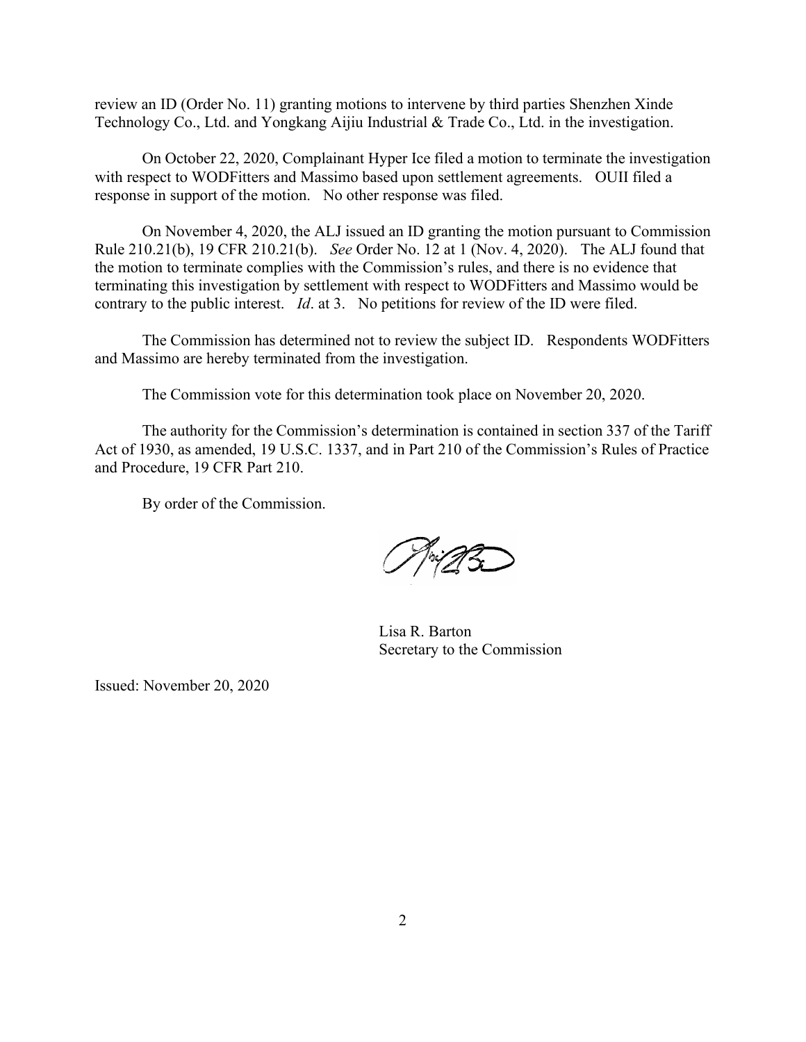review an ID (Order No. 11) granting motions to intervene by third parties Shenzhen Xinde Technology Co., Ltd. and Yongkang Aijiu Industrial & Trade Co., Ltd. in the investigation.

On October 22, 2020, Complainant Hyper Ice filed a motion to terminate the investigation with respect to WODFitters and Massimo based upon settlement agreements. OUII filed a response in support of the motion. No other response was filed.

On November 4, 2020, the ALJ issued an ID granting the motion pursuant to Commission Rule 210.21(b), 19 CFR 210.21(b). *See* Order No. 12 at 1 (Nov. 4, 2020). The ALJ found that the motion to terminate complies with the Commission's rules, and there is no evidence that terminating this investigation by settlement with respect to WODFitters and Massimo would be contrary to the public interest. *Id*. at 3. No petitions for review of the ID were filed.

The Commission has determined not to review the subject ID. Respondents WODFitters and Massimo are hereby terminated from the investigation.

The Commission vote for this determination took place on November 20, 2020.

The authority for the Commission's determination is contained in section 337 of the Tariff Act of 1930, as amended, 19 U.S.C. 1337, and in Part 210 of the Commission's Rules of Practice and Procedure, 19 CFR Part 210.

By order of the Commission.

Lisa R. Barton
Secretary to the Commission

Issued: November 20, 2020